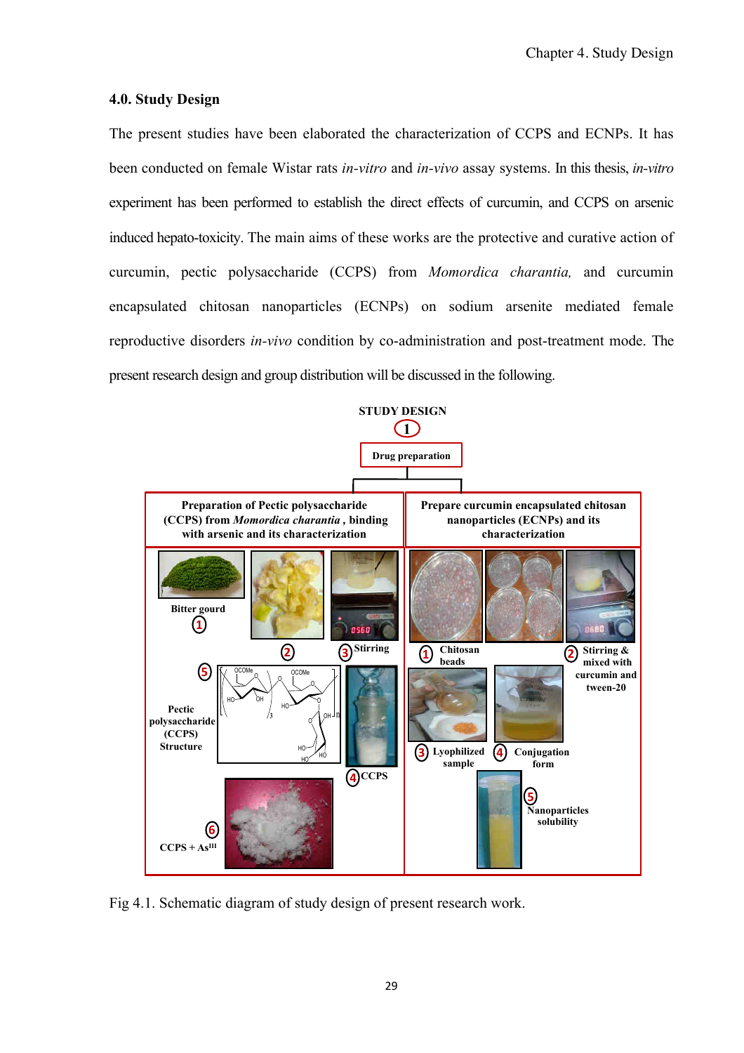## 4.0. Study Design

The present studies have been elaborated the characterization of CCPS and ECNPs. It has been conducted on female Wistar rats *in-vitro* and *in-vivo* assay systems. In this thesis, *in-vitro* experiment has been performed to establish the direct effects of curcumin, and CCPS on arsenic induced hepato-toxicity. The main aims of these works are the protective and curative action of curcumin, pectic polysaccharide (CCPS) from *Momordica charantia,* and curcumin encapsulated chitosan nanoparticles (ECNPs) on sodium arsenite mediated female reproductive disorders *in-vivo* condition by co-administration and post-treatment mode. The present research design and group distribution will be discussed in the following.

**STUDY DESIGN**

1 **Drug preparation**

| Preparation of Pectic polysaccharide (CCPS) from *Momordica charantia* , binding with arsenic and its characterization | Prepare curcumin encapsulated chitosan nanoparticles (ECNPs) and its characterization |
|---|---|
| 1 Bitter gourd; 2; 3 Stirring; 4 CCPS; 5 Pectic polysaccharide (CCPS) Structure; 6 CCPS + $As^{III}$ | 1 Chitosan beads; 2 Stirring & mixed with curcumin and tween-20; 3 Lyophilized sample; 4 Conjugation form; 5 Nanoparticles solubility |

Fig 4.1. Schematic diagram of study design of present research work.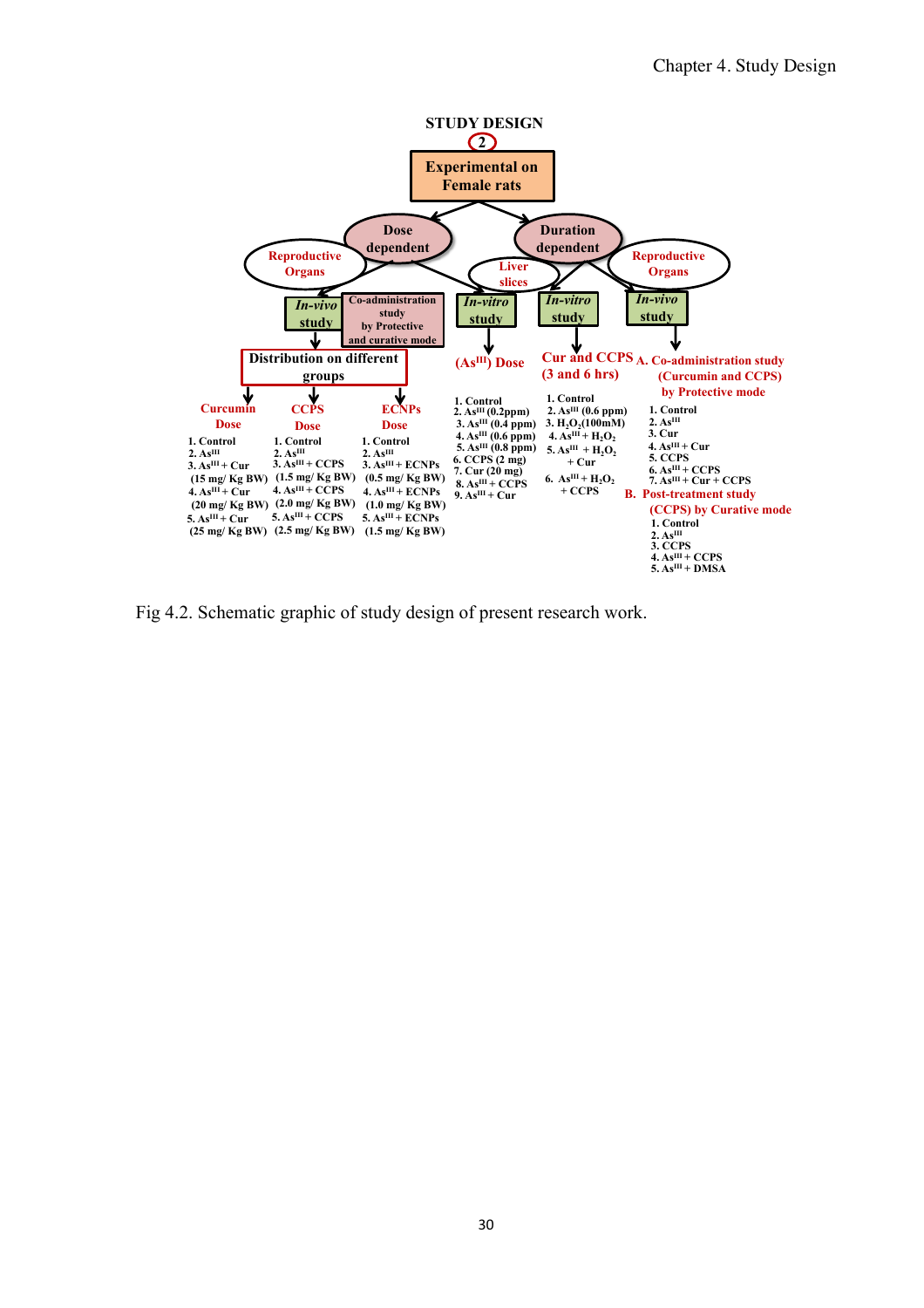STUDY DESIGN

2

Experimental on Female rats

Dose dependent

Duration dependent

Reproductive Organs

Liver slices

Reproductive Organs

*In-vivo* study

Co-administration study by Protective and curative mode

*In-vitro* study

*In-vitro* study

*In-vivo* study

Distribution on different groups

Curcumin Dose

1. Control
2. $As^{III}$
3. $As^{III}$ + Cur (15 mg/ Kg BW)
4. $As^{III}$ + Cur (20 mg/ Kg BW)
5. $As^{III}$ + Cur (25 mg/ Kg BW)

CCPS Dose

1. Control
2. $As^{III}$
3. $As^{III}$ + CCPS (1.5 mg/ Kg BW)
4. $As^{III}$ + CCPS (2.0 mg/ Kg BW)
5. $As^{III}$ + CCPS (2.5 mg/ Kg BW)

ECNPs Dose

1. Control
2. $As^{III}$
3. $As^{III}$ + ECNPs (0.5 mg/ Kg BW)
4. $As^{III}$ + ECNPs (1.0 mg/ Kg BW)
5. $As^{III}$ + ECNPs (1.5 mg/ Kg BW)

($As^{III}$) Dose

1. Control
2. $As^{III}$ (0.2ppm)
3. $As^{III}$ (0.4 ppm)
4. $As^{III}$ (0.6 ppm)
5. $As^{III}$ (0.8 ppm)
6. CCPS (2 mg)
7. Cur (20 mg)
8. $As^{III}$ + CCPS
9. $As^{III}$ + Cur

Cur and CCPS (3 and 6 hrs)

1. Control
2. $As^{III}$ (0.6 ppm)
3. $H_2O_2$(100mM)
4. $As^{III}$ + $H_2O_2$
5. $As^{III}$ + $H_2O_2$ + Cur
6. $As^{III}$ + $H_2O_2$ + CCPS

A. Co-administration study (Curcumin and CCPS) by Protective mode

1. Control
2. $As^{III}$
3. Cur
4. $As^{III}$ + Cur
5. CCPS
6. $As^{III}$ + CCPS
7. $As^{III}$ + Cur + CCPS

B. Post-treatment study (CCPS) by Curative mode

1. Control
2. $As^{III}$
3. CCPS
4. $As^{III}$ + CCPS
5. $As^{III}$ + DMSA

Fig 4.2. Schematic graphic of study design of present research work.